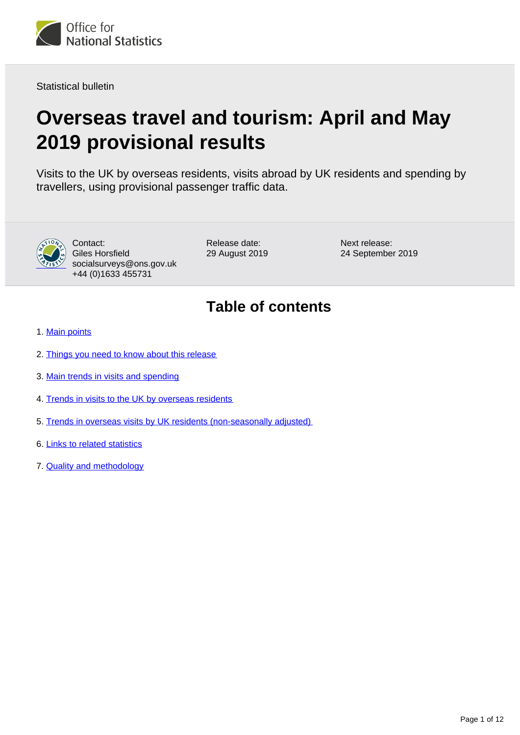Statistical bulletin

# Overseas travel and tourism: April and May 2019 provisional results

Visits to the UK by overseas residents, visits abroad by UK residents and spending by travellers, using provisional passenger traffic data.

Contact:
Giles Horsfield
socialsurveys@ons.gov.uk
+44 (0)1633 455731

Release date:
29 August 2019

Next release:
24 September 2019

## Table of contents

1. Main points
2. Things you need to know about this release
3. Main trends in visits and spending
4. Trends in visits to the UK by overseas residents
5. Trends in overseas visits by UK residents (non-seasonally adjusted)
6. Links to related statistics
7. Quality and methodology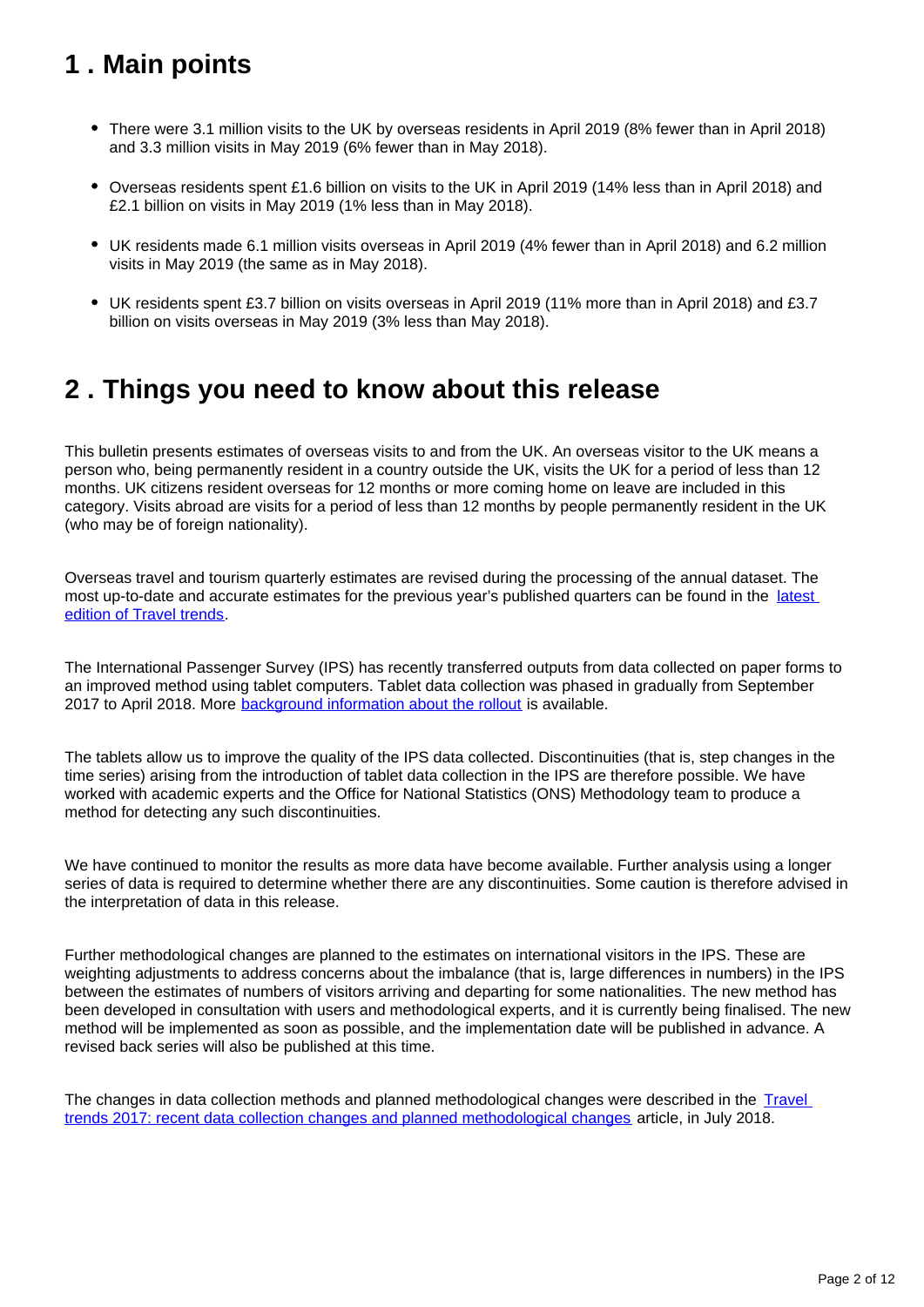## 1 . Main points

- There were 3.1 million visits to the UK by overseas residents in April 2019 (8% fewer than in April 2018) and 3.3 million visits in May 2019 (6% fewer than in May 2018).
- Overseas residents spent £1.6 billion on visits to the UK in April 2019 (14% less than in April 2018) and £2.1 billion on visits in May 2019 (1% less than in May 2018).
- UK residents made 6.1 million visits overseas in April 2019 (4% fewer than in April 2018) and 6.2 million visits in May 2019 (the same as in May 2018).
- UK residents spent £3.7 billion on visits overseas in April 2019 (11% more than in April 2018) and £3.7 billion on visits overseas in May 2019 (3% less than May 2018).

## 2 . Things you need to know about this release

This bulletin presents estimates of overseas visits to and from the UK. An overseas visitor to the UK means a person who, being permanently resident in a country outside the UK, visits the UK for a period of less than 12 months. UK citizens resident overseas for 12 months or more coming home on leave are included in this category. Visits abroad are visits for a period of less than 12 months by people permanently resident in the UK (who may be of foreign nationality).

Overseas travel and tourism quarterly estimates are revised during the processing of the annual dataset. The most up-to-date and accurate estimates for the previous year's published quarters can be found in the latest edition of Travel trends.

The International Passenger Survey (IPS) has recently transferred outputs from data collected on paper forms to an improved method using tablet computers. Tablet data collection was phased in gradually from September 2017 to April 2018. More background information about the rollout is available.

The tablets allow us to improve the quality of the IPS data collected. Discontinuities (that is, step changes in the time series) arising from the introduction of tablet data collection in the IPS are therefore possible. We have worked with academic experts and the Office for National Statistics (ONS) Methodology team to produce a method for detecting any such discontinuities.

We have continued to monitor the results as more data have become available. Further analysis using a longer series of data is required to determine whether there are any discontinuities. Some caution is therefore advised in the interpretation of data in this release.

Further methodological changes are planned to the estimates on international visitors in the IPS. These are weighting adjustments to address concerns about the imbalance (that is, large differences in numbers) in the IPS between the estimates of numbers of visitors arriving and departing for some nationalities. The new method has been developed in consultation with users and methodological experts, and it is currently being finalised. The new method will be implemented as soon as possible, and the implementation date will be published in advance. A revised back series will also be published at this time.

The changes in data collection methods and planned methodological changes were described in the Travel trends 2017: recent data collection changes and planned methodological changes article, in July 2018.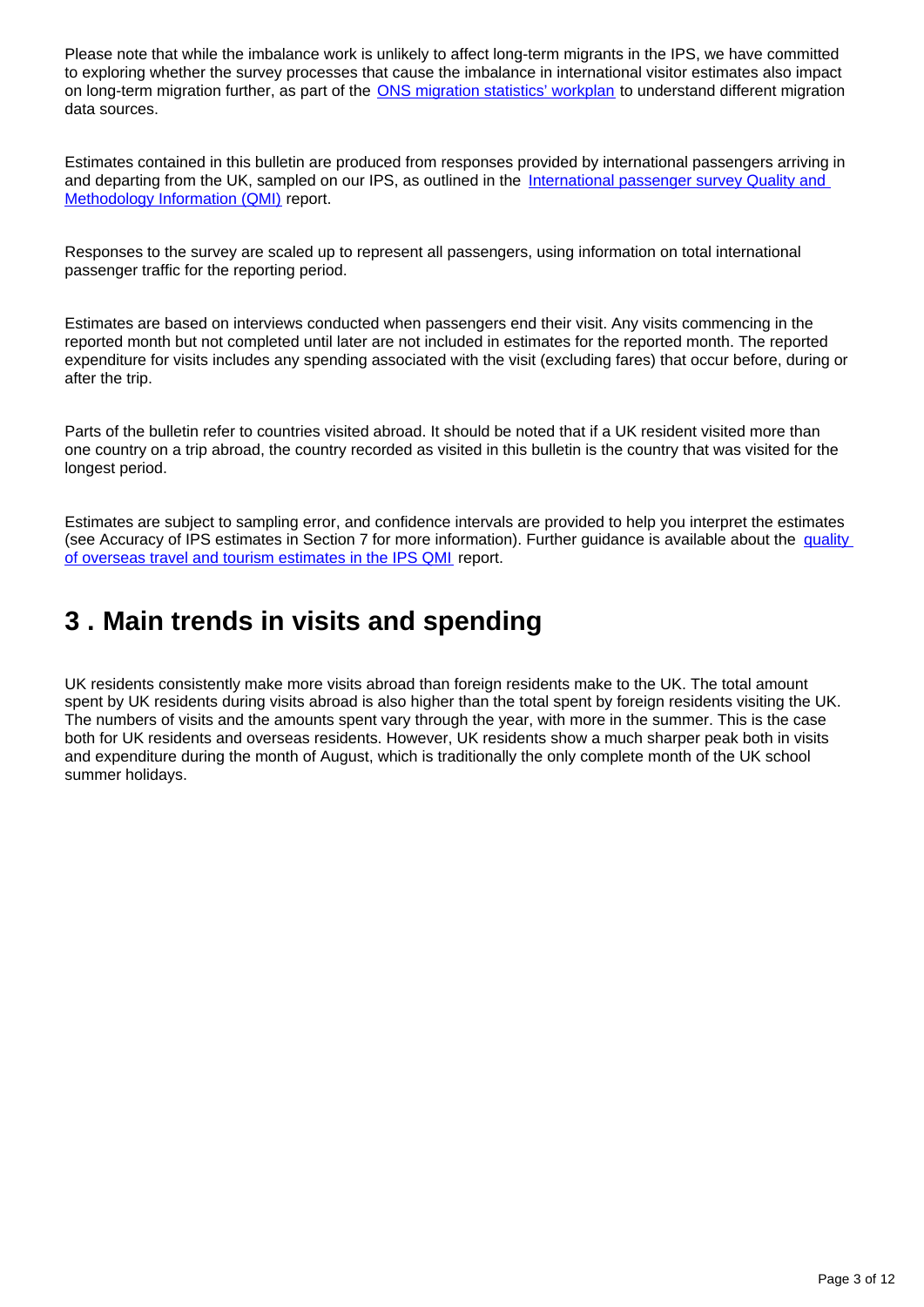Please note that while the imbalance work is unlikely to affect long-term migrants in the IPS, we have committed to exploring whether the survey processes that cause the imbalance in international visitor estimates also impact on long-term migration further, as part of the [ONS migration statistics' workplan](#) to understand different migration data sources.

Estimates contained in this bulletin are produced from responses provided by international passengers arriving in and departing from the UK, sampled on our IPS, as outlined in the [International passenger survey Quality and Methodology Information (QMI)](#) report.

Responses to the survey are scaled up to represent all passengers, using information on total international passenger traffic for the reporting period.

Estimates are based on interviews conducted when passengers end their visit. Any visits commencing in the reported month but not completed until later are not included in estimates for the reported month. The reported expenditure for visits includes any spending associated with the visit (excluding fares) that occur before, during or after the trip.

Parts of the bulletin refer to countries visited abroad. It should be noted that if a UK resident visited more than one country on a trip abroad, the country recorded as visited in this bulletin is the country that was visited for the longest period.

Estimates are subject to sampling error, and confidence intervals are provided to help you interpret the estimates (see Accuracy of IPS estimates in Section 7 for more information). Further guidance is available about the [quality of overseas travel and tourism estimates in the IPS QMI](#) report.

## 3 . Main trends in visits and spending

UK residents consistently make more visits abroad than foreign residents make to the UK. The total amount spent by UK residents during visits abroad is also higher than the total spent by foreign residents visiting the UK. The numbers of visits and the amounts spent vary through the year, with more in the summer. This is the case both for UK residents and overseas residents. However, UK residents show a much sharper peak both in visits and expenditure during the month of August, which is traditionally the only complete month of the UK school summer holidays.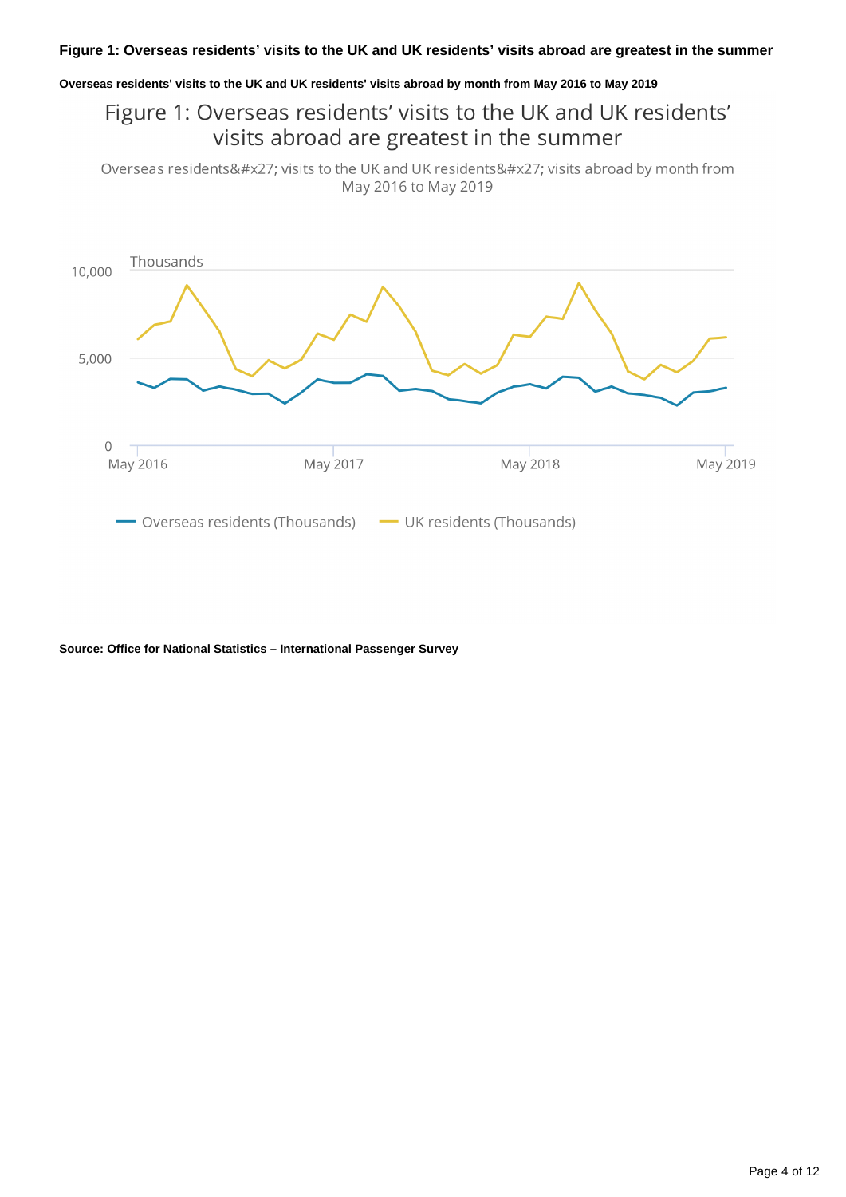**Figure 1: Overseas residents' visits to the UK and UK residents' visits abroad are greatest in the summer**

**Overseas residents' visits to the UK and UK residents' visits abroad by month from May 2016 to May 2019**

Figure 1: Overseas residents' visits to the UK and UK residents' visits abroad are greatest in the summer

Overseas residents&#x27; visits to the UK and UK residents&#x27; visits abroad by month from May 2016 to May 2019

Thousands

10,000

5,000

0

May 2016 May 2017 May 2018 May 2019

Overseas residents (Thousands) UK residents (Thousands)

**Source: Office for National Statistics – International Passenger Survey**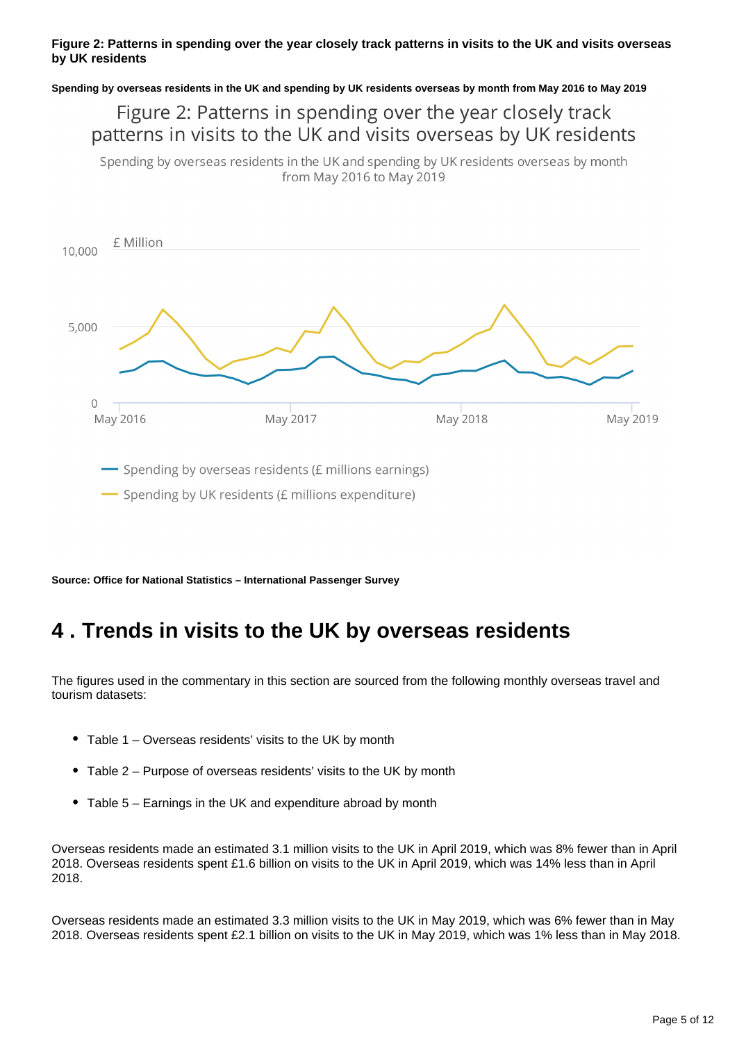**Figure 2: Patterns in spending over the year closely track patterns in visits to the UK and visits overseas by UK residents**

**Spending by overseas residents in the UK and spending by UK residents overseas by month from May 2016 to May 2019**

Figure 2: Patterns in spending over the year closely track patterns in visits to the UK and visits overseas by UK residents

Spending by overseas residents in the UK and spending by UK residents overseas by month from May 2016 to May 2019

£ Million

- Spending by overseas residents (£ millions earnings)
- Spending by UK residents (£ millions expenditure)

**Source: Office for National Statistics – International Passenger Survey**

# 4 . Trends in visits to the UK by overseas residents

The figures used in the commentary in this section are sourced from the following monthly overseas travel and tourism datasets:

- Table 1 – Overseas residents' visits to the UK by month
- Table 2 – Purpose of overseas residents' visits to the UK by month
- Table 5 – Earnings in the UK and expenditure abroad by month

Overseas residents made an estimated 3.1 million visits to the UK in April 2019, which was 8% fewer than in April 2018. Overseas residents spent £1.6 billion on visits to the UK in April 2019, which was 14% less than in April 2018.

Overseas residents made an estimated 3.3 million visits to the UK in May 2019, which was 6% fewer than in May 2018. Overseas residents spent £2.1 billion on visits to the UK in May 2019, which was 1% less than in May 2018.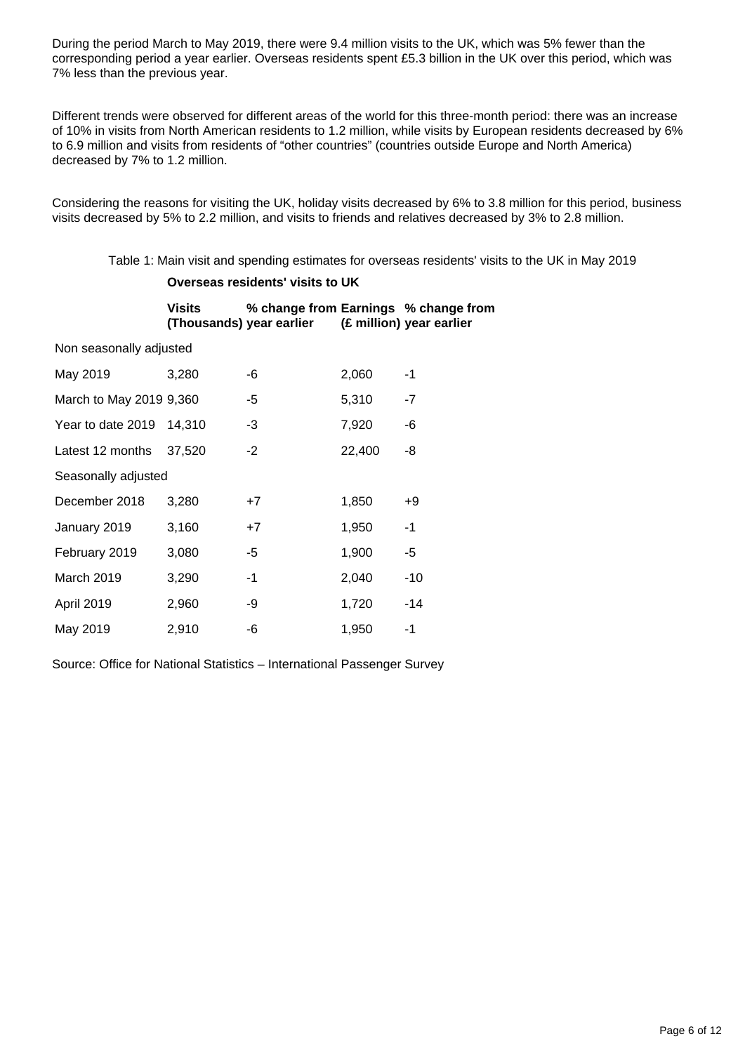During the period March to May 2019, there were 9.4 million visits to the UK, which was 5% fewer than the corresponding period a year earlier. Overseas residents spent £5.3 billion in the UK over this period, which was 7% less than the previous year.

Different trends were observed for different areas of the world for this three-month period: there was an increase of 10% in visits from North American residents to 1.2 million, while visits by European residents decreased by 6% to 6.9 million and visits from residents of "other countries" (countries outside Europe and North America) decreased by 7% to 1.2 million.

Considering the reasons for visiting the UK, holiday visits decreased by 6% to 3.8 million for this period, business visits decreased by 5% to 2.2 million, and visits to friends and relatives decreased by 3% to 2.8 million.

Table 1: Main visit and spending estimates for overseas residents' visits to the UK in May 2019

| | **Overseas residents' visits to UK** | | | |
|---|---|---|---|---|
| | **Visits (Thousands)** | **% change from year earlier** | **Earnings (£ million)** | **% change from year earlier** |
| Non seasonally adjusted | | | | |
| May 2019 | 3,280 | -6 | 2,060 | -1 |
| March to May 2019 | 9,360 | -5 | 5,310 | -7 |
| Year to date 2019 | 14,310 | -3 | 7,920 | -6 |
| Latest 12 months | 37,520 | -2 | 22,400 | -8 |
| Seasonally adjusted | | | | |
| December 2018 | 3,280 | +7 | 1,850 | +9 |
| January 2019 | 3,160 | +7 | 1,950 | -1 |
| February 2019 | 3,080 | -5 | 1,900 | -5 |
| March 2019 | 3,290 | -1 | 2,040 | -10 |
| April 2019 | 2,960 | -9 | 1,720 | -14 |
| May 2019 | 2,910 | -6 | 1,950 | -1 |

Source: Office for National Statistics – International Passenger Survey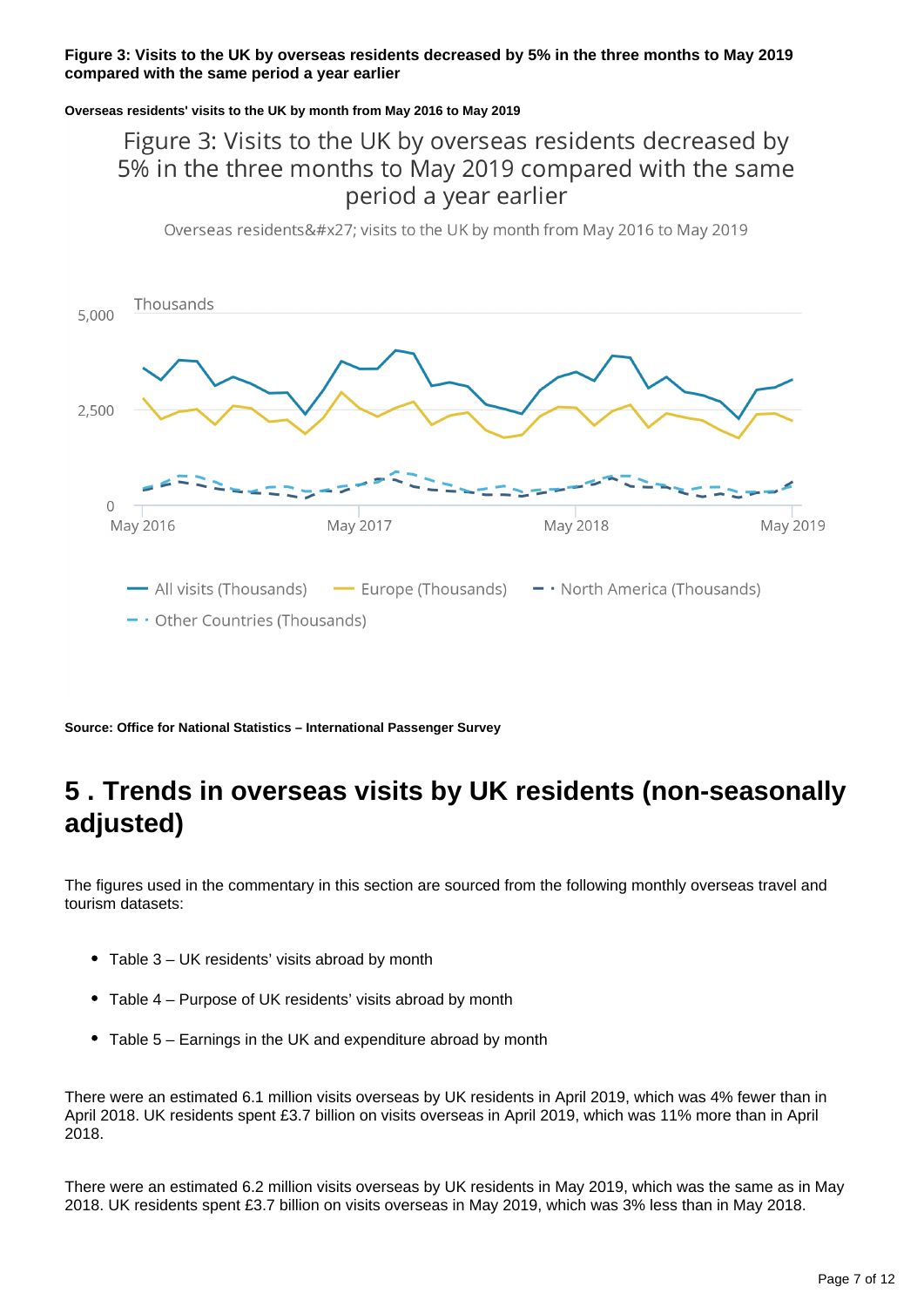**Figure 3: Visits to the UK by overseas residents decreased by 5% in the three months to May 2019 compared with the same period a year earlier**

**Overseas residents' visits to the UK by month from May 2016 to May 2019**

**Source: Office for National Statistics – International Passenger Survey**

## 5 . Trends in overseas visits by UK residents (non-seasonally adjusted)

The figures used in the commentary in this section are sourced from the following monthly overseas travel and tourism datasets:

- Table 3 – UK residents' visits abroad by month
- Table 4 – Purpose of UK residents' visits abroad by month
- Table 5 – Earnings in the UK and expenditure abroad by month

There were an estimated 6.1 million visits overseas by UK residents in April 2019, which was 4% fewer than in April 2018. UK residents spent £3.7 billion on visits overseas in April 2019, which was 11% more than in April 2018.

There were an estimated 6.2 million visits overseas by UK residents in May 2019, which was the same as in May 2018. UK residents spent £3.7 billion on visits overseas in May 2019, which was 3% less than in May 2018.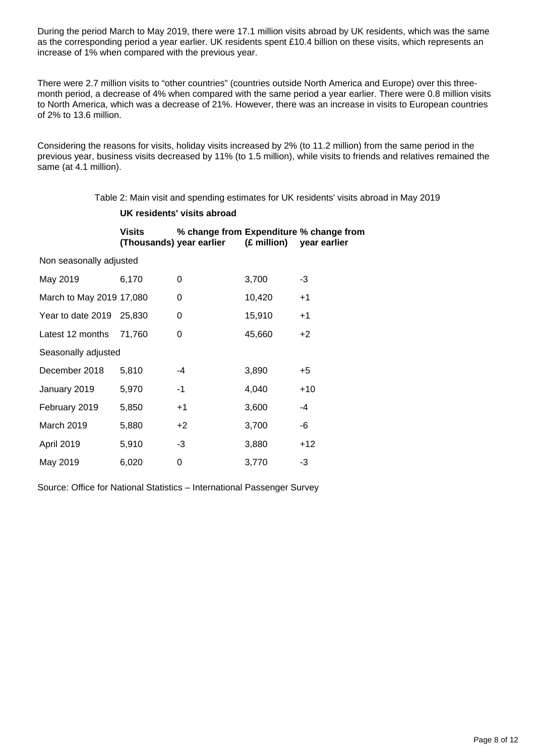During the period March to May 2019, there were 17.1 million visits abroad by UK residents, which was the same as the corresponding period a year earlier. UK residents spent £10.4 billion on these visits, which represents an increase of 1% when compared with the previous year.

There were 2.7 million visits to "other countries" (countries outside North America and Europe) over this three-month period, a decrease of 4% when compared with the same period a year earlier. There were 0.8 million visits to North America, which was a decrease of 21%. However, there was an increase in visits to European countries of 2% to 13.6 million.

Considering the reasons for visits, holiday visits increased by 2% (to 11.2 million) from the same period in the previous year, business visits decreased by 11% (to 1.5 million), while visits to friends and relatives remained the same (at 4.1 million).

Table 2: Main visit and spending estimates for UK residents' visits abroad in May 2019

| | **UK residents' visits abroad** | | | |
|---|---|---|---|---|
| | **Visits (Thousands)** | **% change from year earlier** | **Expenditure (£ million)** | **% change from year earlier** |
| Non seasonally adjusted | | | | |
| May 2019 | 6,170 | 0 | 3,700 | -3 |
| March to May 2019 | 17,080 | 0 | 10,420 | +1 |
| Year to date 2019 | 25,830 | 0 | 15,910 | +1 |
| Latest 12 months | 71,760 | 0 | 45,660 | +2 |
| Seasonally adjusted | | | | |
| December 2018 | 5,810 | -4 | 3,890 | +5 |
| January 2019 | 5,970 | -1 | 4,040 | +10 |
| February 2019 | 5,850 | +1 | 3,600 | -4 |
| March 2019 | 5,880 | +2 | 3,700 | -6 |
| April 2019 | 5,910 | -3 | 3,880 | +12 |
| May 2019 | 6,020 | 0 | 3,770 | -3 |

Source: Office for National Statistics – International Passenger Survey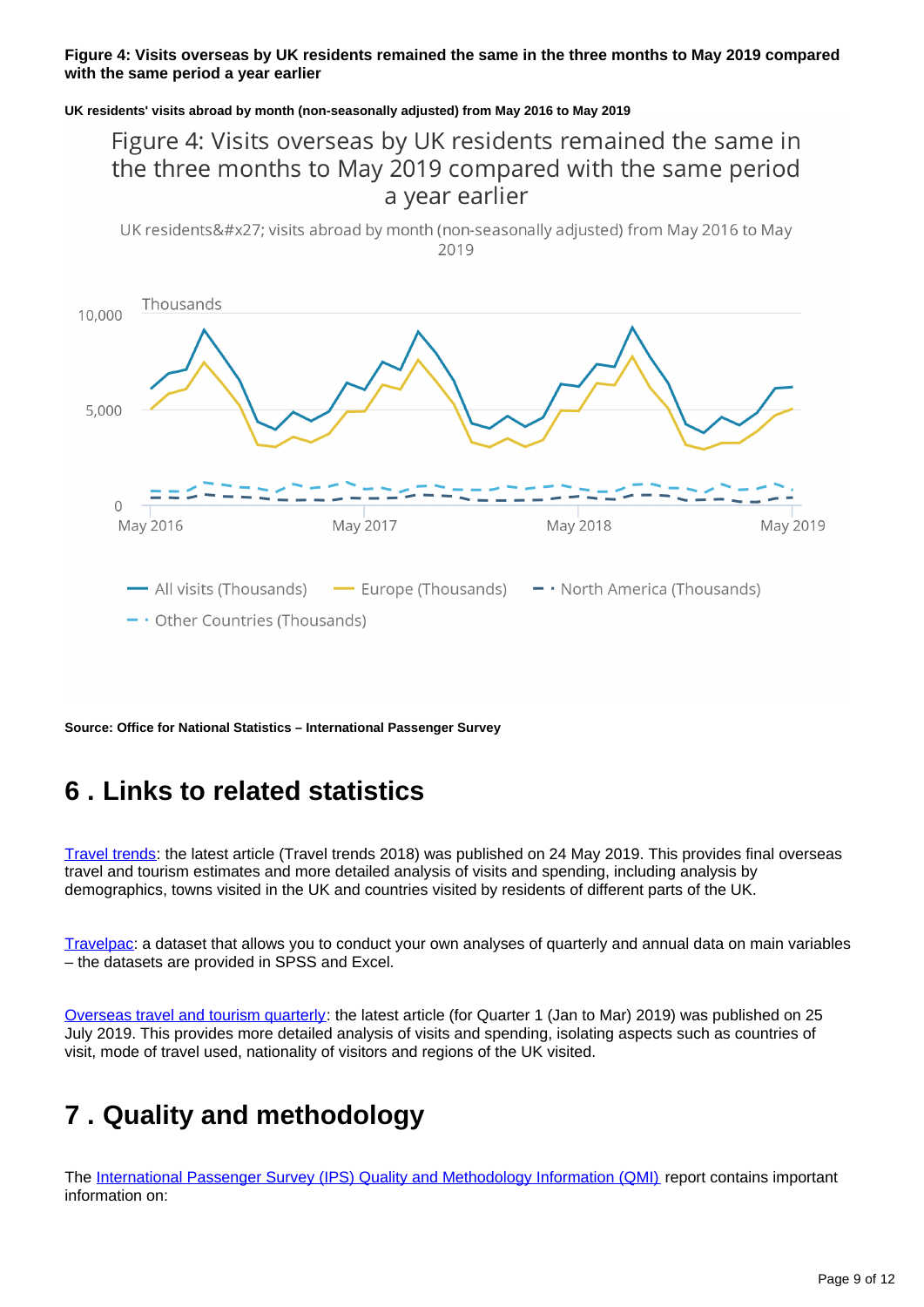**Figure 4: Visits overseas by UK residents remained the same in the three months to May 2019 compared with the same period a year earlier**

**UK residents' visits abroad by month (non-seasonally adjusted) from May 2016 to May 2019**

**Source: Office for National Statistics – International Passenger Survey**

# 6 . Links to related statistics

[Travel trends](): the latest article (Travel trends 2018) was published on 24 May 2019. This provides final overseas travel and tourism estimates and more detailed analysis of visits and spending, including analysis by demographics, towns visited in the UK and countries visited by residents of different parts of the UK.

[Travelpac](): a dataset that allows you to conduct your own analyses of quarterly and annual data on main variables – the datasets are provided in SPSS and Excel.

[Overseas travel and tourism quarterly](): the latest article (for Quarter 1 (Jan to Mar) 2019) was published on 25 July 2019. This provides more detailed analysis of visits and spending, isolating aspects such as countries of visit, mode of travel used, nationality of visitors and regions of the UK visited.

# 7 . Quality and methodology

The [International Passenger Survey (IPS) Quality and Methodology Information (QMI)]() report contains important information on: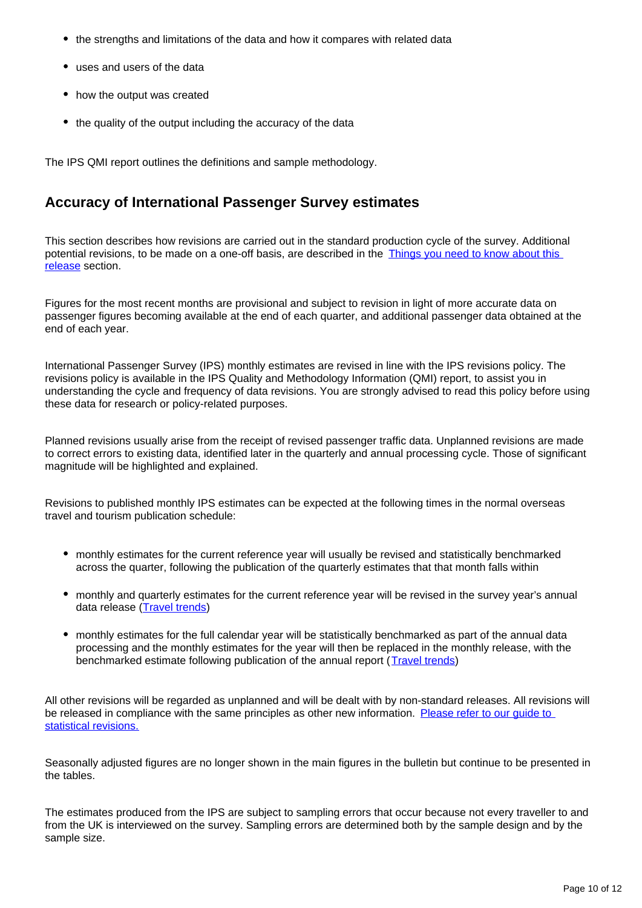- the strengths and limitations of the data and how it compares with related data
- uses and users of the data
- how the output was created
- the quality of the output including the accuracy of the data

The IPS QMI report outlines the definitions and sample methodology.

## Accuracy of International Passenger Survey estimates

This section describes how revisions are carried out in the standard production cycle of the survey. Additional potential revisions, to be made on a one-off basis, are described in the [Things you need to know about this release](#) section.

Figures for the most recent months are provisional and subject to revision in light of more accurate data on passenger figures becoming available at the end of each quarter, and additional passenger data obtained at the end of each year.

International Passenger Survey (IPS) monthly estimates are revised in line with the IPS revisions policy. The revisions policy is available in the IPS Quality and Methodology Information (QMI) report, to assist you in understanding the cycle and frequency of data revisions. You are strongly advised to read this policy before using these data for research or policy-related purposes.

Planned revisions usually arise from the receipt of revised passenger traffic data. Unplanned revisions are made to correct errors to existing data, identified later in the quarterly and annual processing cycle. Those of significant magnitude will be highlighted and explained.

Revisions to published monthly IPS estimates can be expected at the following times in the normal overseas travel and tourism publication schedule:

- monthly estimates for the current reference year will usually be revised and statistically benchmarked across the quarter, following the publication of the quarterly estimates that that month falls within
- monthly and quarterly estimates for the current reference year will be revised in the survey year's annual data release ([Travel trends](#))
- monthly estimates for the full calendar year will be statistically benchmarked as part of the annual data processing and the monthly estimates for the year will then be replaced in the monthly release, with the benchmarked estimate following publication of the annual report ([Travel trends](#))

All other revisions will be regarded as unplanned and will be dealt with by non-standard releases. All revisions will be released in compliance with the same principles as other new information. [Please refer to our guide to statistical revisions.](#)

Seasonally adjusted figures are no longer shown in the main figures in the bulletin but continue to be presented in the tables.

The estimates produced from the IPS are subject to sampling errors that occur because not every traveller to and from the UK is interviewed on the survey. Sampling errors are determined both by the sample design and by the sample size.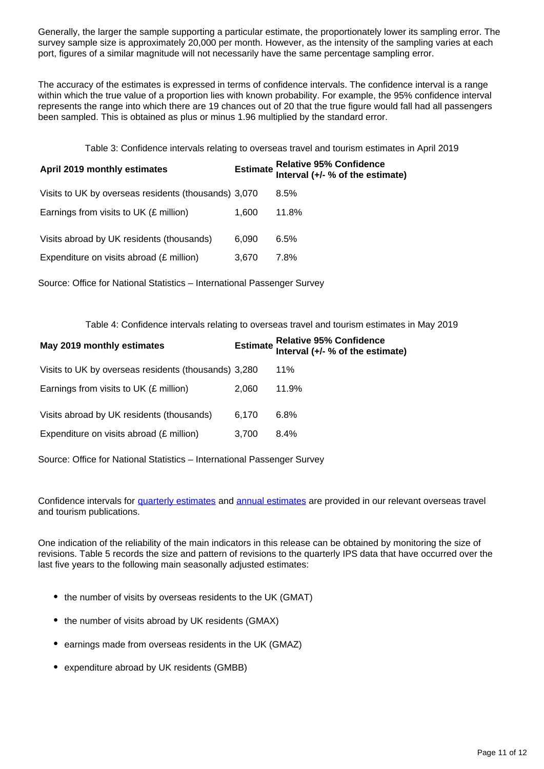Generally, the larger the sample supporting a particular estimate, the proportionately lower its sampling error. The survey sample size is approximately 20,000 per month. However, as the intensity of the sampling varies at each port, figures of a similar magnitude will not necessarily have the same percentage sampling error.

The accuracy of the estimates is expressed in terms of confidence intervals. The confidence interval is a range within which the true value of a proportion lies with known probability. For example, the 95% confidence interval represents the range into which there are 19 chances out of 20 that the true figure would fall had all passengers been sampled. This is obtained as plus or minus 1.96 multiplied by the standard error.

Table 3: Confidence intervals relating to overseas travel and tourism estimates in April 2019

| April 2019 monthly estimates | Estimate | Relative 95% Confidence Interval (+/- % of the estimate) |
|---|---|---|
| Visits to UK by overseas residents (thousands) | 3,070 | 8.5% |
| Earnings from visits to UK (£ million) | 1,600 | 11.8% |
| Visits abroad by UK residents (thousands) | 6,090 | 6.5% |
| Expenditure on visits abroad (£ million) | 3,670 | 7.8% |

Source: Office for National Statistics – International Passenger Survey

Table 4: Confidence intervals relating to overseas travel and tourism estimates in May 2019

| May 2019 monthly estimates | Estimate | Relative 95% Confidence Interval (+/- % of the estimate) |
|---|---|---|
| Visits to UK by overseas residents (thousands) | 3,280 | 11% |
| Earnings from visits to UK (£ million) | 2,060 | 11.9% |
| Visits abroad by UK residents (thousands) | 6,170 | 6.8% |
| Expenditure on visits abroad (£ million) | 3,700 | 8.4% |

Source: Office for National Statistics – International Passenger Survey

Confidence intervals for quarterly estimates and annual estimates are provided in our relevant overseas travel and tourism publications.

One indication of the reliability of the main indicators in this release can be obtained by monitoring the size of revisions. Table 5 records the size and pattern of revisions to the quarterly IPS data that have occurred over the last five years to the following main seasonally adjusted estimates:

- the number of visits by overseas residents to the UK (GMAT)
- the number of visits abroad by UK residents (GMAX)
- earnings made from overseas residents in the UK (GMAZ)
- expenditure abroad by UK residents (GMBB)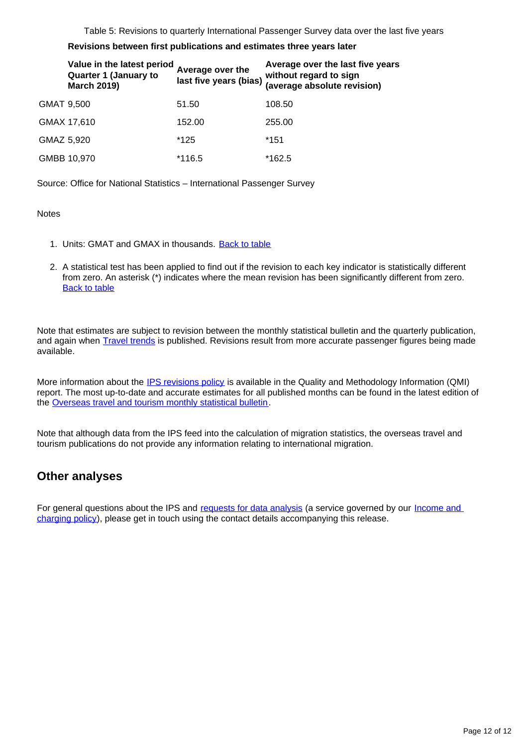Table 5: Revisions to quarterly International Passenger Survey data over the last five years

**Revisions between first publications and estimates three years later**

| | Value in the latest period Quarter 1 (January to March 2019) | Average over the last five years (bias) | Average over the last five years without regard to sign (average absolute revision) |
|---|---|---|---|
| GMAT | 9,500 | 51.50 | 108.50 |
| GMAX | 17,610 | 152.00 | 255.00 |
| GMAZ | 5,920 | *125 | *151 |
| GMBB | 10,970 | *116.5 | *162.5 |

Source: Office for National Statistics – International Passenger Survey

Notes

1. Units: GMAT and GMAX in thousands. Back to table

2. A statistical test has been applied to find out if the revision to each key indicator is statistically different from zero. An asterisk (*) indicates where the mean revision has been significantly different from zero. Back to table

Note that estimates are subject to revision between the monthly statistical bulletin and the quarterly publication, and again when Travel trends is published. Revisions result from more accurate passenger figures being made available.

More information about the IPS revisions policy is available in the Quality and Methodology Information (QMI) report. The most up-to-date and accurate estimates for all published months can be found in the latest edition of the Overseas travel and tourism monthly statistical bulletin.

Note that although data from the IPS feed into the calculation of migration statistics, the overseas travel and tourism publications do not provide any information relating to international migration.

## Other analyses

For general questions about the IPS and requests for data analysis (a service governed by our Income and charging policy), please get in touch using the contact details accompanying this release.